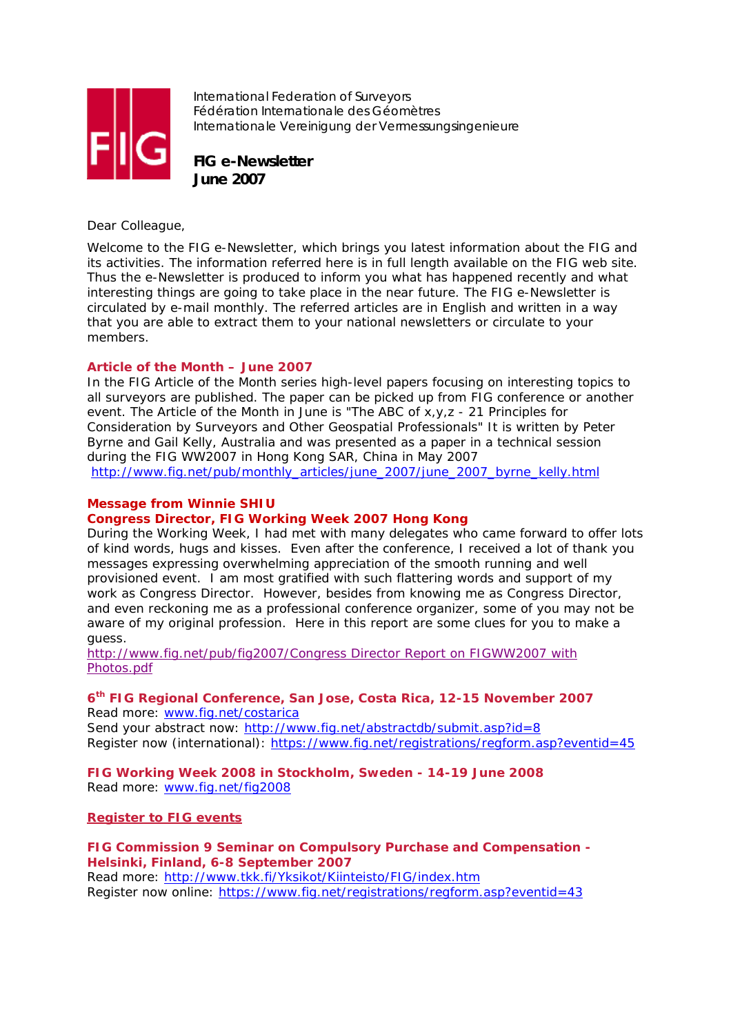International Federation of Surveyors
Fédération Internationale des Géomètres
Internationale Vereinigung der Vermessungsingenieure

**FIG e-Newsletter**
**June 2007**

Dear Colleague,

Welcome to the FIG e-Newsletter, which brings you latest information about the FIG and its activities. The information referred here is in full length available on the FIG web site. Thus the e-Newsletter is produced to inform you what has happened recently and what interesting things are going to take place in the near future. The FIG e-Newsletter is circulated by e-mail monthly. The referred articles are in English and written in a way that you are able to extract them to your national newsletters or circulate to your members.

### Article of the Month – June 2007

In the FIG Article of the Month series high-level papers focusing on interesting topics to all surveyors are published. The paper can be picked up from FIG conference or another event. The Article of the Month in June is "The ABC of x,y,z - 21 Principles for Consideration by Surveyors and Other Geospatial Professionals" It is written by Peter Byrne and Gail Kelly, Australia and was presented as a paper in a technical session during the FIG WW2007 in Hong Kong SAR, China in May 2007
http://www.fig.net/pub/monthly_articles/june_2007/june_2007_byrne_kelly.html

### Message from Winnie SHIU
### Congress Director, FIG Working Week 2007 Hong Kong

During the Working Week, I had met with many delegates who came forward to offer lots of kind words, hugs and kisses. Even after the conference, I received a lot of thank you messages expressing overwhelming appreciation of the smooth running and well provisioned event. I am most gratified with such flattering words and support of my work as Congress Director. However, besides from knowing me as Congress Director, and even reckoning me as a professional conference organizer, some of you may not be aware of my original profession. Here in this report are some clues for you to make a guess.
http://www.fig.net/pub/fig2007/Congress Director Report on FIGWW2007 with Photos.pdf

### 6th FIG Regional Conference, San Jose, Costa Rica, 12-15 November 2007

Read more: www.fig.net/costarica
Send your abstract now: http://www.fig.net/abstractdb/submit.asp?id=8
Register now (international): https://www.fig.net/registrations/regform.asp?eventid=45

### FIG Working Week 2008 in Stockholm, Sweden - 14-19 June 2008

Read more: www.fig.net/fig2008

### Register to FIG events

### FIG Commission 9 Seminar on Compulsory Purchase and Compensation - Helsinki, Finland, 6-8 September 2007

Read more: http://www.tkk.fi/Yksikot/Kiinteisto/FIG/index.htm
Register now online: https://www.fig.net/registrations/regform.asp?eventid=43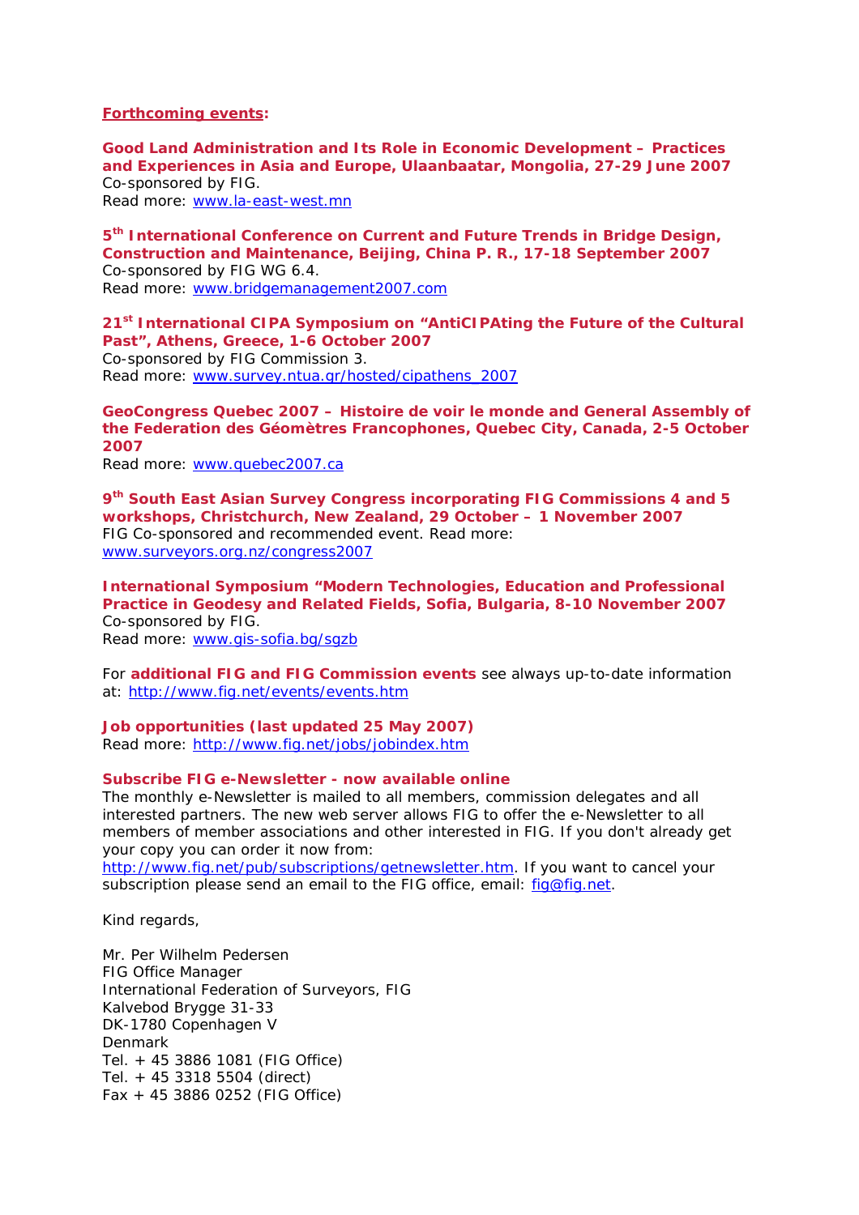**Forthcoming events:**

**Good Land Administration and Its Role in Economic Development – Practices and Experiences in Asia and Europe, Ulaanbaatar, Mongolia, 27-29 June 2007**
Co-sponsored by FIG.
Read more: www.la-east-west.mn

**5th International Conference on Current and Future Trends in Bridge Design, Construction and Maintenance, Beijing, China P. R., 17-18 September 2007**
Co-sponsored by FIG WG 6.4.
Read more: www.bridgemanagement2007.com

**21st International CIPA Symposium on "AntiCIPAting the Future of the Cultural Past", Athens, Greece, 1-6 October 2007**
Co-sponsored by FIG Commission 3.
Read more: www.survey.ntua.gr/hosted/cipathens_2007

**GeoCongress Quebec 2007 – Histoire de voir le monde and General Assembly of the Federation des Géomètres Francophones, Quebec City, Canada, 2-5 October 2007**
Read more: www.quebec2007.ca

**9th South East Asian Survey Congress incorporating FIG Commissions 4 and 5 workshops, Christchurch, New Zealand, 29 October – 1 November 2007**
FIG Co-sponsored and recommended event. Read more: www.surveyors.org.nz/congress2007

**International Symposium "Modern Technologies, Education and Professional Practice in Geodesy and Related Fields, Sofia, Bulgaria, 8-10 November 2007**
Co-sponsored by FIG.
Read more: www.gis-sofia.bg/sgzb

For **additional FIG and FIG Commission events** see always up-to-date information at: http://www.fig.net/events/events.htm

**Job opportunities (last updated 25 May 2007)**
Read more: http://www.fig.net/jobs/jobindex.htm

**Subscribe FIG e-Newsletter - now available online**
The monthly e-Newsletter is mailed to all members, commission delegates and all interested partners. The new web server allows FIG to offer the e-Newsletter to all members of member associations and other interested in FIG. If you don't already get your copy you can order it now from: http://www.fig.net/pub/subscriptions/getnewsletter.htm. If you want to cancel your subscription please send an email to the FIG office, email: fig@fig.net.

Kind regards,

Mr. Per Wilhelm Pedersen
FIG Office Manager
International Federation of Surveyors, FIG
Kalvebod Brygge 31-33
DK-1780 Copenhagen V
Denmark
Tel. + 45 3886 1081 (FIG Office)
Tel. + 45 3318 5504 (direct)
Fax + 45 3886 0252 (FIG Office)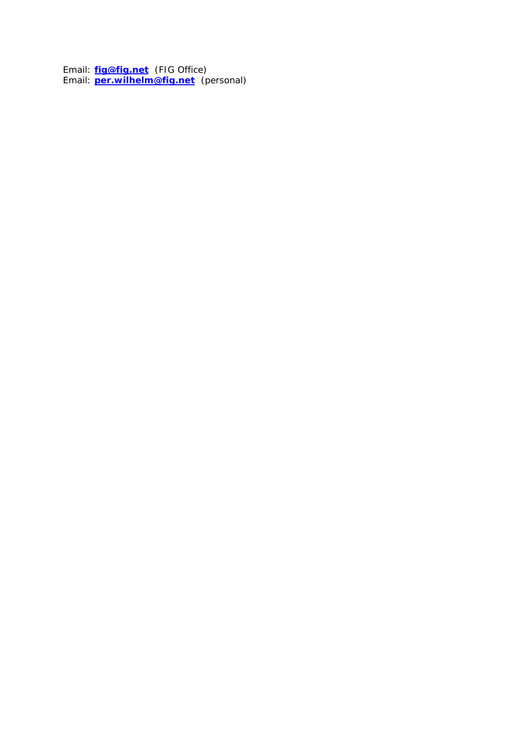Email: **[fig@fig.net](mailto:fig@fig.net)** (FIG Office)
Email: **[per.wilhelm@fig.net](mailto:per.wilhelm@fig.net)** (personal)